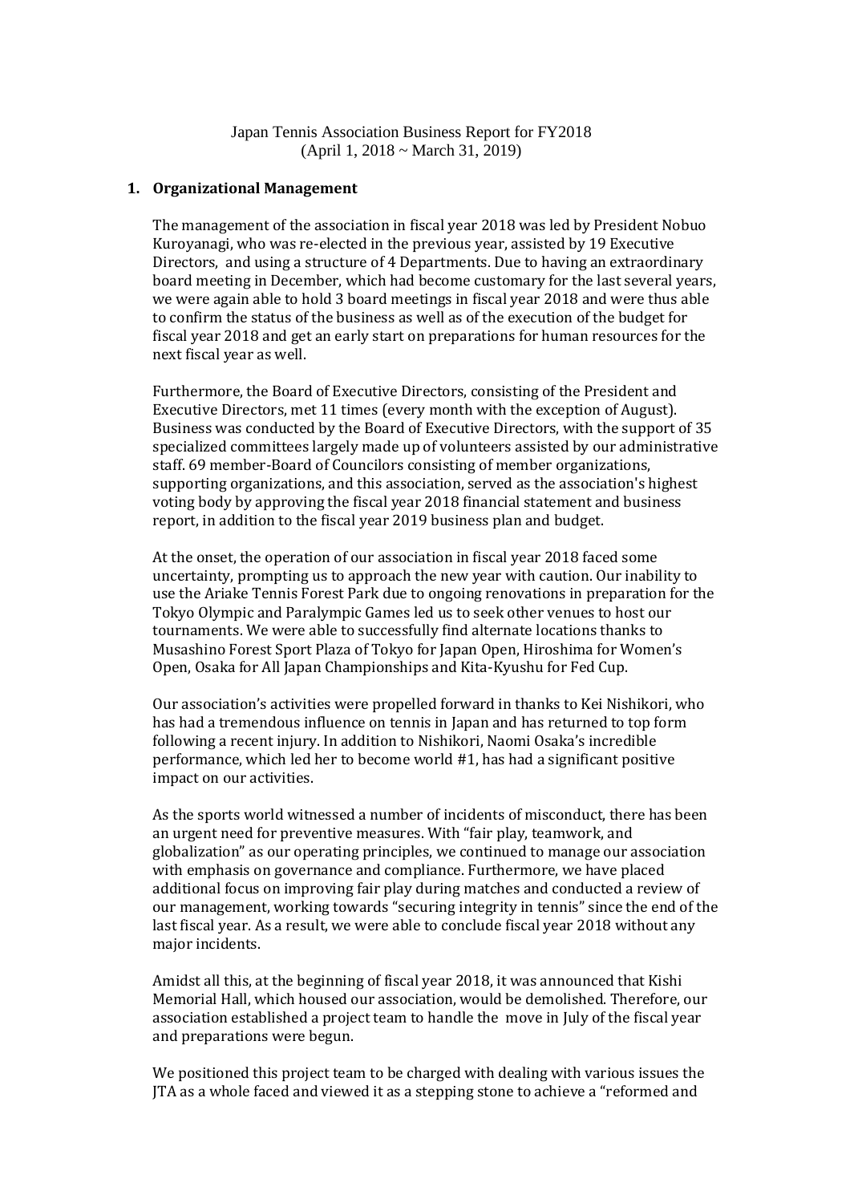Japan Tennis Association Business Report for FY2018
(April 1, 2018 ~ March 31, 2019)

## 1. Organizational Management

The management of the association in fiscal year 2018 was led by President Nobuo Kuroyanagi, who was re-elected in the previous year, assisted by 19 Executive Directors, and using a structure of 4 Departments. Due to having an extraordinary board meeting in December, which had become customary for the last several years, we were again able to hold 3 board meetings in fiscal year 2018 and were thus able to confirm the status of the business as well as of the execution of the budget for fiscal year 2018 and get an early start on preparations for human resources for the next fiscal year as well.

Furthermore, the Board of Executive Directors, consisting of the President and Executive Directors, met 11 times (every month with the exception of August). Business was conducted by the Board of Executive Directors, with the support of 35 specialized committees largely made up of volunteers assisted by our administrative staff. 69 member-Board of Councilors consisting of member organizations, supporting organizations, and this association, served as the association's highest voting body by approving the fiscal year 2018 financial statement and business report, in addition to the fiscal year 2019 business plan and budget.

At the onset, the operation of our association in fiscal year 2018 faced some uncertainty, prompting us to approach the new year with caution. Our inability to use the Ariake Tennis Forest Park due to ongoing renovations in preparation for the Tokyo Olympic and Paralympic Games led us to seek other venues to host our tournaments. We were able to successfully find alternate locations thanks to Musashino Forest Sport Plaza of Tokyo for Japan Open, Hiroshima for Women's Open, Osaka for All Japan Championships and Kita-Kyushu for Fed Cup.

Our association's activities were propelled forward in thanks to Kei Nishikori, who has had a tremendous influence on tennis in Japan and has returned to top form following a recent injury. In addition to Nishikori, Naomi Osaka's incredible performance, which led her to become world #1, has had a significant positive impact on our activities.

As the sports world witnessed a number of incidents of misconduct, there has been an urgent need for preventive measures. With "fair play, teamwork, and globalization" as our operating principles, we continued to manage our association with emphasis on governance and compliance. Furthermore, we have placed additional focus on improving fair play during matches and conducted a review of our management, working towards "securing integrity in tennis" since the end of the last fiscal year. As a result, we were able to conclude fiscal year 2018 without any major incidents.

Amidst all this, at the beginning of fiscal year 2018, it was announced that Kishi Memorial Hall, which housed our association, would be demolished. Therefore, our association established a project team to handle the move in July of the fiscal year and preparations were begun.

We positioned this project team to be charged with dealing with various issues the JTA as a whole faced and viewed it as a stepping stone to achieve a "reformed and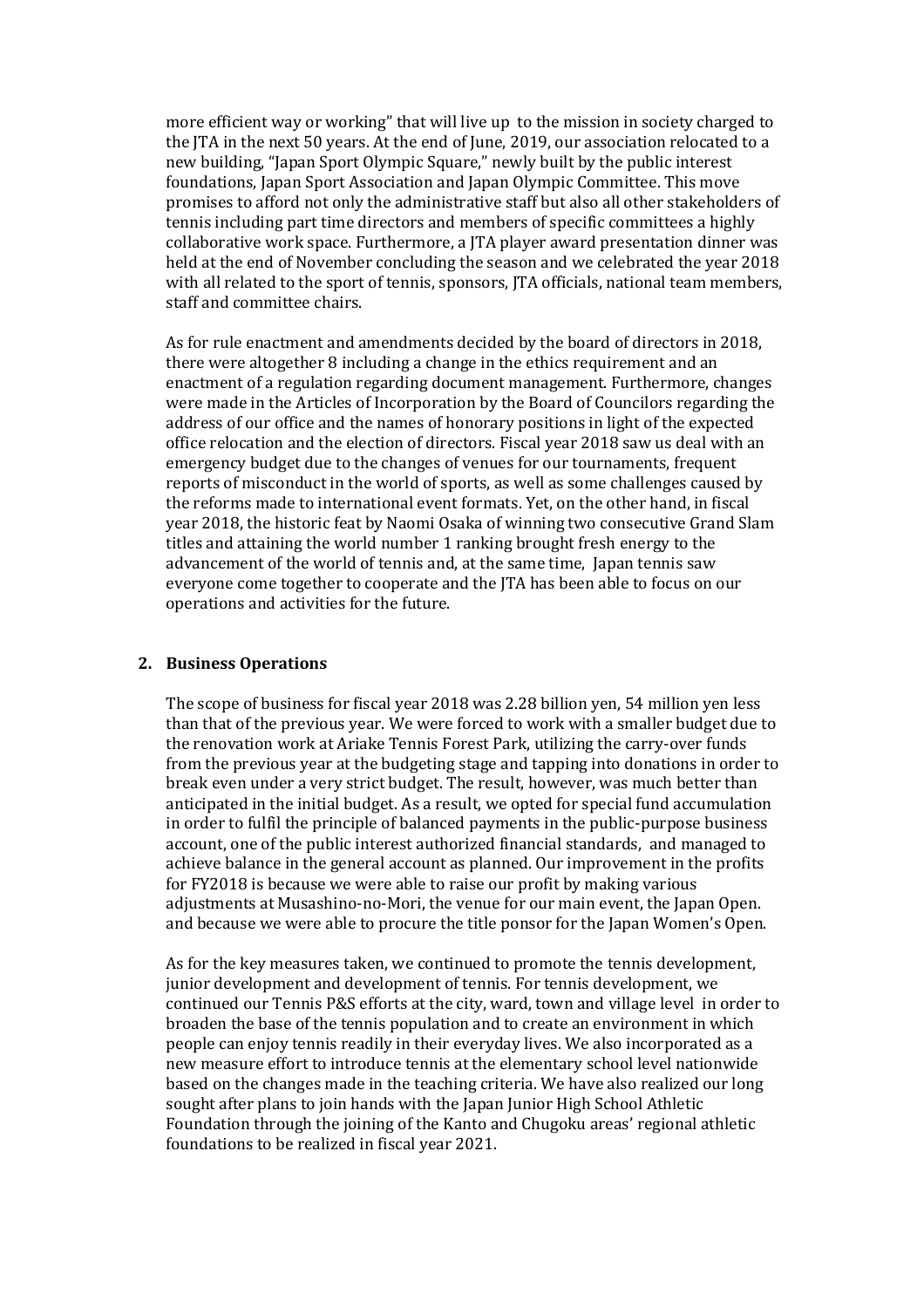more efficient way or working" that will live up to the mission in society charged to the JTA in the next 50 years. At the end of June, 2019, our association relocated to a new building, "Japan Sport Olympic Square," newly built by the public interest foundations, Japan Sport Association and Japan Olympic Committee. This move promises to afford not only the administrative staff but also all other stakeholders of tennis including part time directors and members of specific committees a highly collaborative work space. Furthermore, a JTA player award presentation dinner was held at the end of November concluding the season and we celebrated the year 2018 with all related to the sport of tennis, sponsors, JTA officials, national team members, staff and committee chairs.

As for rule enactment and amendments decided by the board of directors in 2018, there were altogether 8 including a change in the ethics requirement and an enactment of a regulation regarding document management. Furthermore, changes were made in the Articles of Incorporation by the Board of Councilors regarding the address of our office and the names of honorary positions in light of the expected office relocation and the election of directors. Fiscal year 2018 saw us deal with an emergency budget due to the changes of venues for our tournaments, frequent reports of misconduct in the world of sports, as well as some challenges caused by the reforms made to international event formats. Yet, on the other hand, in fiscal year 2018, the historic feat by Naomi Osaka of winning two consecutive Grand Slam titles and attaining the world number 1 ranking brought fresh energy to the advancement of the world of tennis and, at the same time, Japan tennis saw everyone come together to cooperate and the JTA has been able to focus on our operations and activities for the future.

## 2. Business Operations

The scope of business for fiscal year 2018 was 2.28 billion yen, 54 million yen less than that of the previous year. We were forced to work with a smaller budget due to the renovation work at Ariake Tennis Forest Park, utilizing the carry-over funds from the previous year at the budgeting stage and tapping into donations in order to break even under a very strict budget. The result, however, was much better than anticipated in the initial budget. As a result, we opted for special fund accumulation in order to fulfil the principle of balanced payments in the public-purpose business account, one of the public interest authorized financial standards, and managed to achieve balance in the general account as planned. Our improvement in the profits for FY2018 is because we were able to raise our profit by making various adjustments at Musashino-no-Mori, the venue for our main event, the Japan Open. and because we were able to procure the title ponsor for the Japan Women's Open.

As for the key measures taken, we continued to promote the tennis development, junior development and development of tennis. For tennis development, we continued our Tennis P&S efforts at the city, ward, town and village level in order to broaden the base of the tennis population and to create an environment in which people can enjoy tennis readily in their everyday lives. We also incorporated as a new measure effort to introduce tennis at the elementary school level nationwide based on the changes made in the teaching criteria. We have also realized our long sought after plans to join hands with the Japan Junior High School Athletic Foundation through the joining of the Kanto and Chugoku areas' regional athletic foundations to be realized in fiscal year 2021.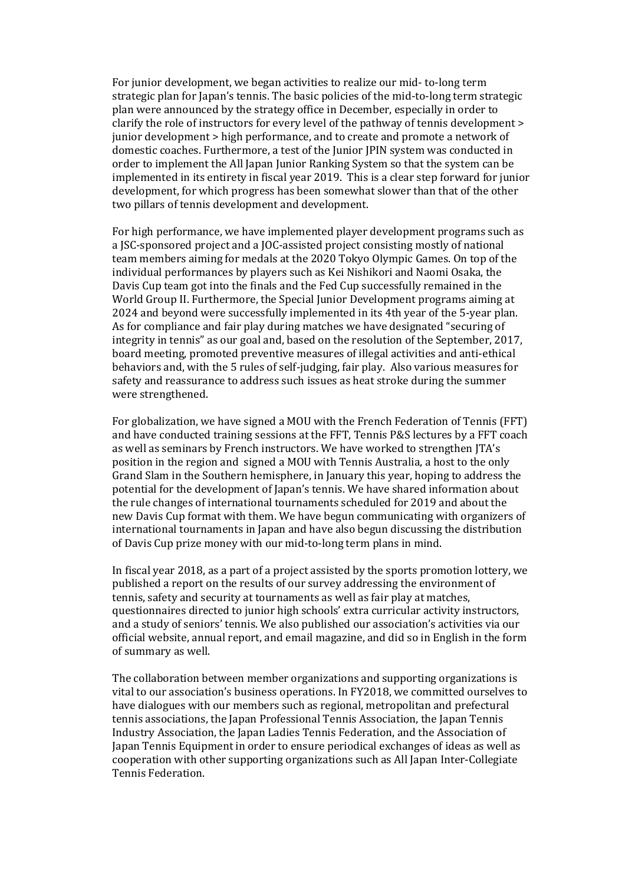For junior development, we began activities to realize our mid- to-long term strategic plan for Japan's tennis. The basic policies of the mid-to-long term strategic plan were announced by the strategy office in December, especially in order to clarify the role of instructors for every level of the pathway of tennis development > junior development > high performance, and to create and promote a network of domestic coaches. Furthermore, a test of the Junior JPIN system was conducted in order to implement the All Japan Junior Ranking System so that the system can be implemented in its entirety in fiscal year 2019. This is a clear step forward for junior development, for which progress has been somewhat slower than that of the other two pillars of tennis development and development.

For high performance, we have implemented player development programs such as a JSC-sponsored project and a JOC-assisted project consisting mostly of national team members aiming for medals at the 2020 Tokyo Olympic Games. On top of the individual performances by players such as Kei Nishikori and Naomi Osaka, the Davis Cup team got into the finals and the Fed Cup successfully remained in the World Group II. Furthermore, the Special Junior Development programs aiming at 2024 and beyond were successfully implemented in its 4th year of the 5-year plan. As for compliance and fair play during matches we have designated "securing of integrity in tennis" as our goal and, based on the resolution of the September, 2017, board meeting, promoted preventive measures of illegal activities and anti-ethical behaviors and, with the 5 rules of self-judging, fair play. Also various measures for safety and reassurance to address such issues as heat stroke during the summer were strengthened.

For globalization, we have signed a MOU with the French Federation of Tennis (FFT) and have conducted training sessions at the FFT, Tennis P&S lectures by a FFT coach as well as seminars by French instructors. We have worked to strengthen JTA's position in the region and signed a MOU with Tennis Australia, a host to the only Grand Slam in the Southern hemisphere, in January this year, hoping to address the potential for the development of Japan's tennis. We have shared information about the rule changes of international tournaments scheduled for 2019 and about the new Davis Cup format with them. We have begun communicating with organizers of international tournaments in Japan and have also begun discussing the distribution of Davis Cup prize money with our mid-to-long term plans in mind.

In fiscal year 2018, as a part of a project assisted by the sports promotion lottery, we published a report on the results of our survey addressing the environment of tennis, safety and security at tournaments as well as fair play at matches, questionnaires directed to junior high schools' extra curricular activity instructors, and a study of seniors' tennis. We also published our association's activities via our official website, annual report, and email magazine, and did so in English in the form of summary as well.

The collaboration between member organizations and supporting organizations is vital to our association's business operations. In FY2018, we committed ourselves to have dialogues with our members such as regional, metropolitan and prefectural tennis associations, the Japan Professional Tennis Association, the Japan Tennis Industry Association, the Japan Ladies Tennis Federation, and the Association of Japan Tennis Equipment in order to ensure periodical exchanges of ideas as well as cooperation with other supporting organizations such as All Japan Inter-Collegiate Tennis Federation.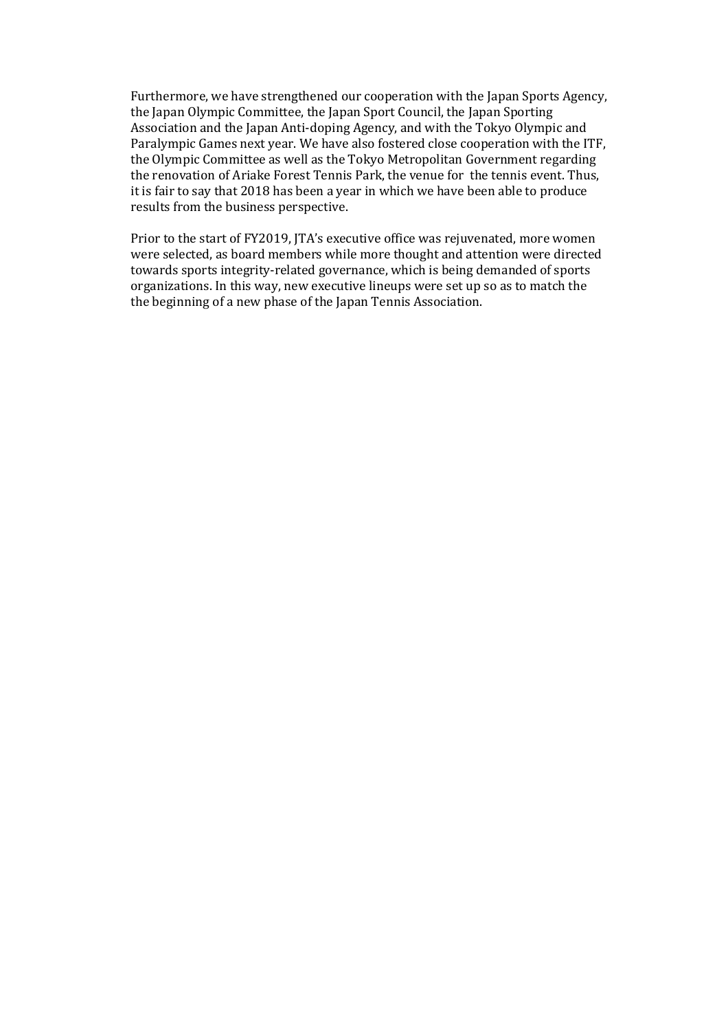Furthermore, we have strengthened our cooperation with the Japan Sports Agency, the Japan Olympic Committee, the Japan Sport Council, the Japan Sporting Association and the Japan Anti-doping Agency, and with the Tokyo Olympic and Paralympic Games next year. We have also fostered close cooperation with the ITF, the Olympic Committee as well as the Tokyo Metropolitan Government regarding the renovation of Ariake Forest Tennis Park, the venue for the tennis event. Thus, it is fair to say that 2018 has been a year in which we have been able to produce results from the business perspective.

Prior to the start of FY2019, JTA's executive office was rejuvenated, more women were selected, as board members while more thought and attention were directed towards sports integrity-related governance, which is being demanded of sports organizations. In this way, new executive lineups were set up so as to match the the beginning of a new phase of the Japan Tennis Association.